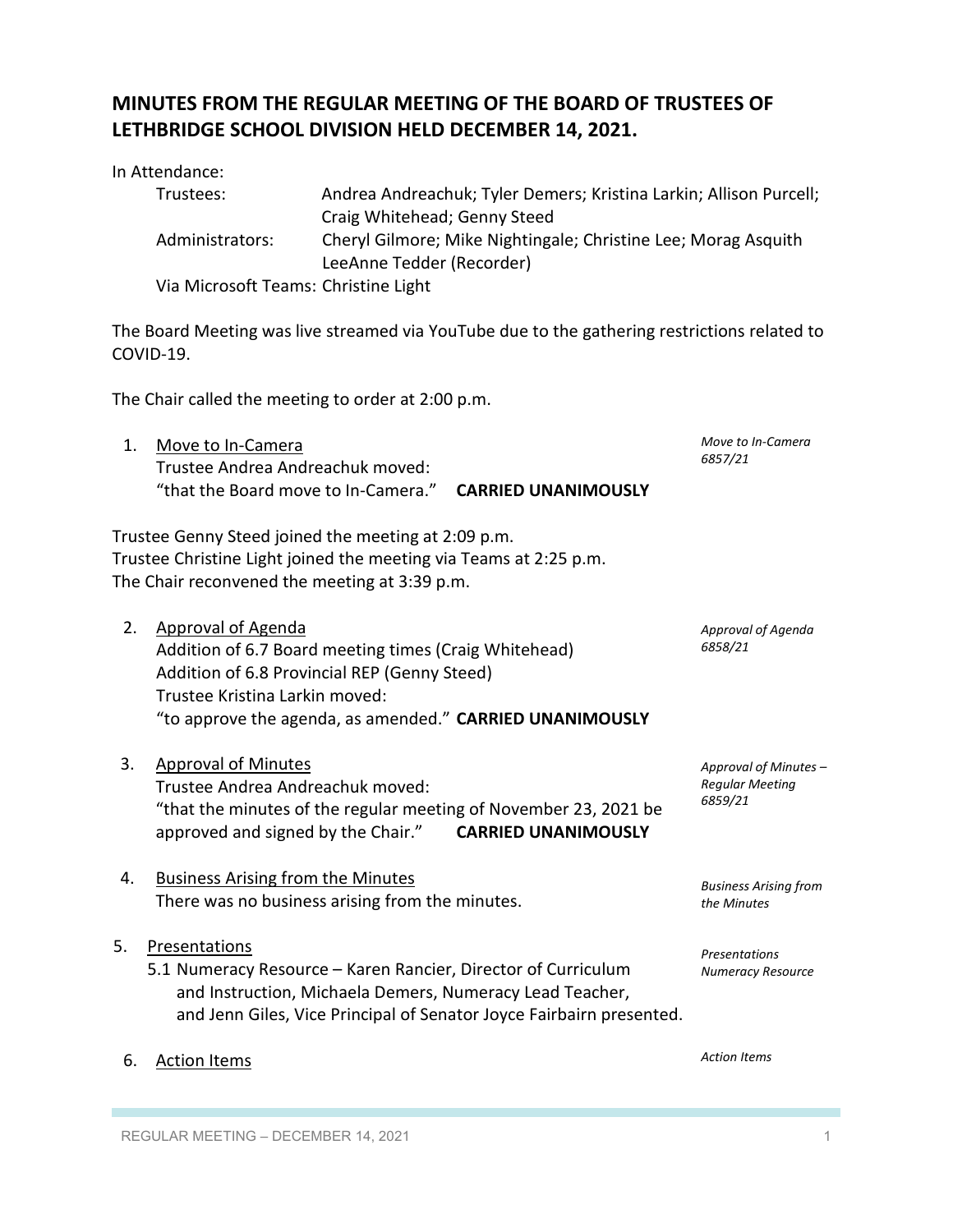# MINUTES FROM THE REGULAR MEETING OF THE BOARD OF TRUSTEES OF LETHBRIDGE SCHOOL DIVISION HELD DECEMBER 14, 2021.

In Attendance:

Trustees: Andrea Andreachuk; Tyler Demers; Kristina Larkin; Allison Purcell; Craig Whitehead; Genny Steed

Administrators: Cheryl Gilmore; Mike Nightingale; Christine Lee; Morag Asquith LeeAnne Tedder (Recorder)

Via Microsoft Teams: Christine Light

The Board Meeting was live streamed via YouTube due to the gathering restrictions related to COVID-19.

The Chair called the meeting to order at 2:00 p.m.

1. Move to In-Camera
   Trustee Andrea Andreachuk moved:
   "that the Board move to In-Camera." **CARRIED UNANIMOUSLY**

   *Move to In-Camera 6857/21*

Trustee Genny Steed joined the meeting at 2:09 p.m.
Trustee Christine Light joined the meeting via Teams at 2:25 p.m.
The Chair reconvened the meeting at 3:39 p.m.

2. Approval of Agenda
   Addition of 6.7 Board meeting times (Craig Whitehead)
   Addition of 6.8 Provincial REP (Genny Steed)
   Trustee Kristina Larkin moved:
   "to approve the agenda, as amended." **CARRIED UNANIMOUSLY**

   *Approval of Agenda 6858/21*

3. Approval of Minutes
   Trustee Andrea Andreachuk moved:
   "that the minutes of the regular meeting of November 23, 2021 be approved and signed by the Chair." **CARRIED UNANIMOUSLY**

   *Approval of Minutes – Regular Meeting 6859/21*

4. Business Arising from the Minutes
   There was no business arising from the minutes.

   *Business Arising from the Minutes*

5. Presentations
   5.1 Numeracy Resource – Karen Rancier, Director of Curriculum and Instruction, Michaela Demers, Numeracy Lead Teacher, and Jenn Giles, Vice Principal of Senator Joyce Fairbairn presented.

   *Presentations Numeracy Resource*

6. Action Items

   *Action Items*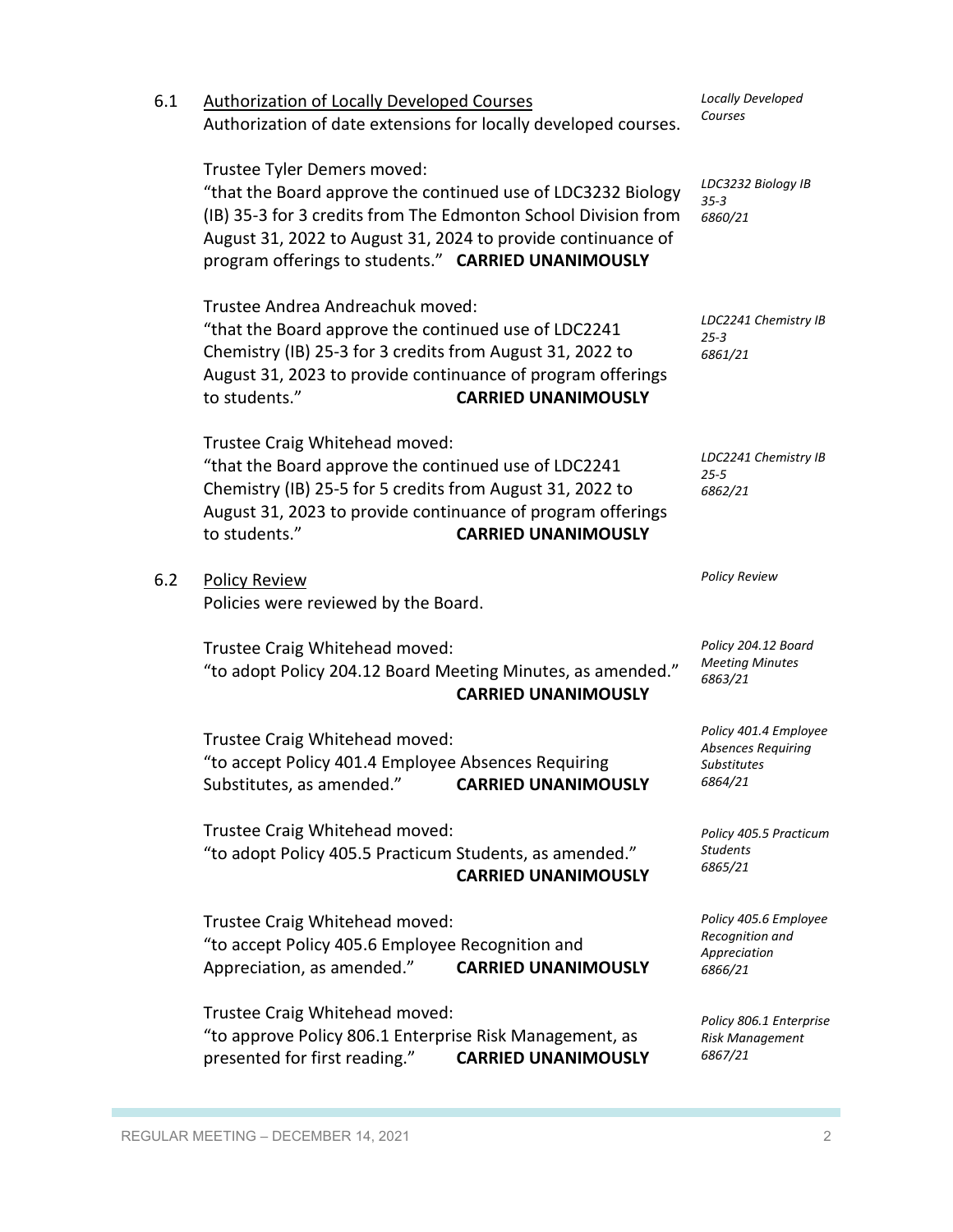6.1 <u>Authorization of Locally Developed Courses</u>
Authorization of date extensions for locally developed courses.

*Locally Developed Courses*

Trustee Tyler Demers moved:
"that the Board approve the continued use of LDC3232 Biology (IB) 35-3 for 3 credits from The Edmonton School Division from August 31, 2022 to August 31, 2024 to provide continuance of program offerings to students." **CARRIED UNANIMOUSLY**

*LDC3232 Biology IB 35-3*
*6860/21*

Trustee Andrea Andreachuk moved:
"that the Board approve the continued use of LDC2241 Chemistry (IB) 25-3 for 3 credits from August 31, 2022 to August 31, 2023 to provide continuance of program offerings to students." **CARRIED UNANIMOUSLY**

*LDC2241 Chemistry IB 25-3*
*6861/21*

Trustee Craig Whitehead moved:
"that the Board approve the continued use of LDC2241 Chemistry (IB) 25-5 for 5 credits from August 31, 2022 to August 31, 2023 to provide continuance of program offerings to students." **CARRIED UNANIMOUSLY**

*LDC2241 Chemistry IB 25-5*
*6862/21*

6.2 <u>Policy Review</u>
Policies were reviewed by the Board.

*Policy Review*

Trustee Craig Whitehead moved:
"to adopt Policy 204.12 Board Meeting Minutes, as amended." **CARRIED UNANIMOUSLY**

*Policy 204.12 Board Meeting Minutes*
*6863/21*

Trustee Craig Whitehead moved:
"to accept Policy 401.4 Employee Absences Requiring Substitutes, as amended." **CARRIED UNANIMOUSLY**

*Policy 401.4 Employee Absences Requiring Substitutes*
*6864/21*

Trustee Craig Whitehead moved:
"to adopt Policy 405.5 Practicum Students, as amended." **CARRIED UNANIMOUSLY**

*Policy 405.5 Practicum Students*
*6865/21*

Trustee Craig Whitehead moved:
"to accept Policy 405.6 Employee Recognition and Appreciation, as amended." **CARRIED UNANIMOUSLY**

*Policy 405.6 Employee Recognition and Appreciation*
*6866/21*

Trustee Craig Whitehead moved:
"to approve Policy 806.1 Enterprise Risk Management, as presented for first reading." **CARRIED UNANIMOUSLY**

*Policy 806.1 Enterprise Risk Management*
*6867/21*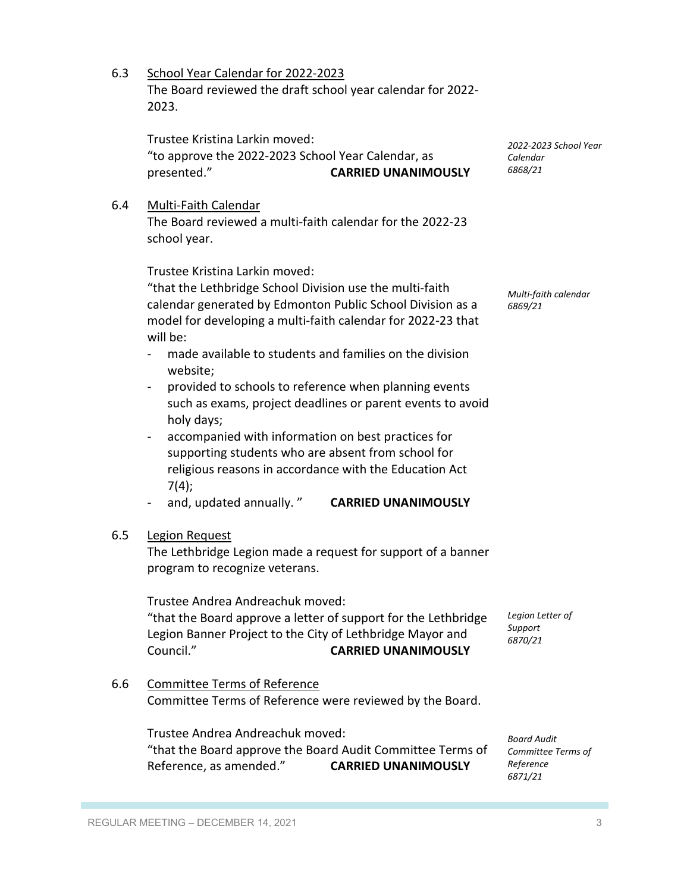6.3 School Year Calendar for 2022-2023

The Board reviewed the draft school year calendar for 2022-2023.

Trustee Kristina Larkin moved:
"to approve the 2022-2023 School Year Calendar, as presented." **CARRIED UNANIMOUSLY**

*2022-2023 School Year Calendar 6868/21*

6.4 Multi-Faith Calendar

The Board reviewed a multi-faith calendar for the 2022-23 school year.

Trustee Kristina Larkin moved:
"that the Lethbridge School Division use the multi-faith calendar generated by Edmonton Public School Division as a model for developing a multi-faith calendar for 2022-23 that will be:

- made available to students and families on the division website;
- provided to schools to reference when planning events such as exams, project deadlines or parent events to avoid holy days;
- accompanied with information on best practices for supporting students who are absent from school for religious reasons in accordance with the Education Act 7(4);
- and, updated annually. " **CARRIED UNANIMOUSLY**

*Multi-faith calendar 6869/21*

6.5 Legion Request

The Lethbridge Legion made a request for support of a banner program to recognize veterans.

Trustee Andrea Andreachuk moved:
"that the Board approve a letter of support for the Lethbridge Legion Banner Project to the City of Lethbridge Mayor and Council." **CARRIED UNANIMOUSLY**

*Legion Letter of Support 6870/21*

6.6 Committee Terms of Reference

Committee Terms of Reference were reviewed by the Board.

Trustee Andrea Andreachuk moved:
"that the Board approve the Board Audit Committee Terms of Reference, as amended." **CARRIED UNANIMOUSLY**

*Board Audit Committee Terms of Reference 6871/21*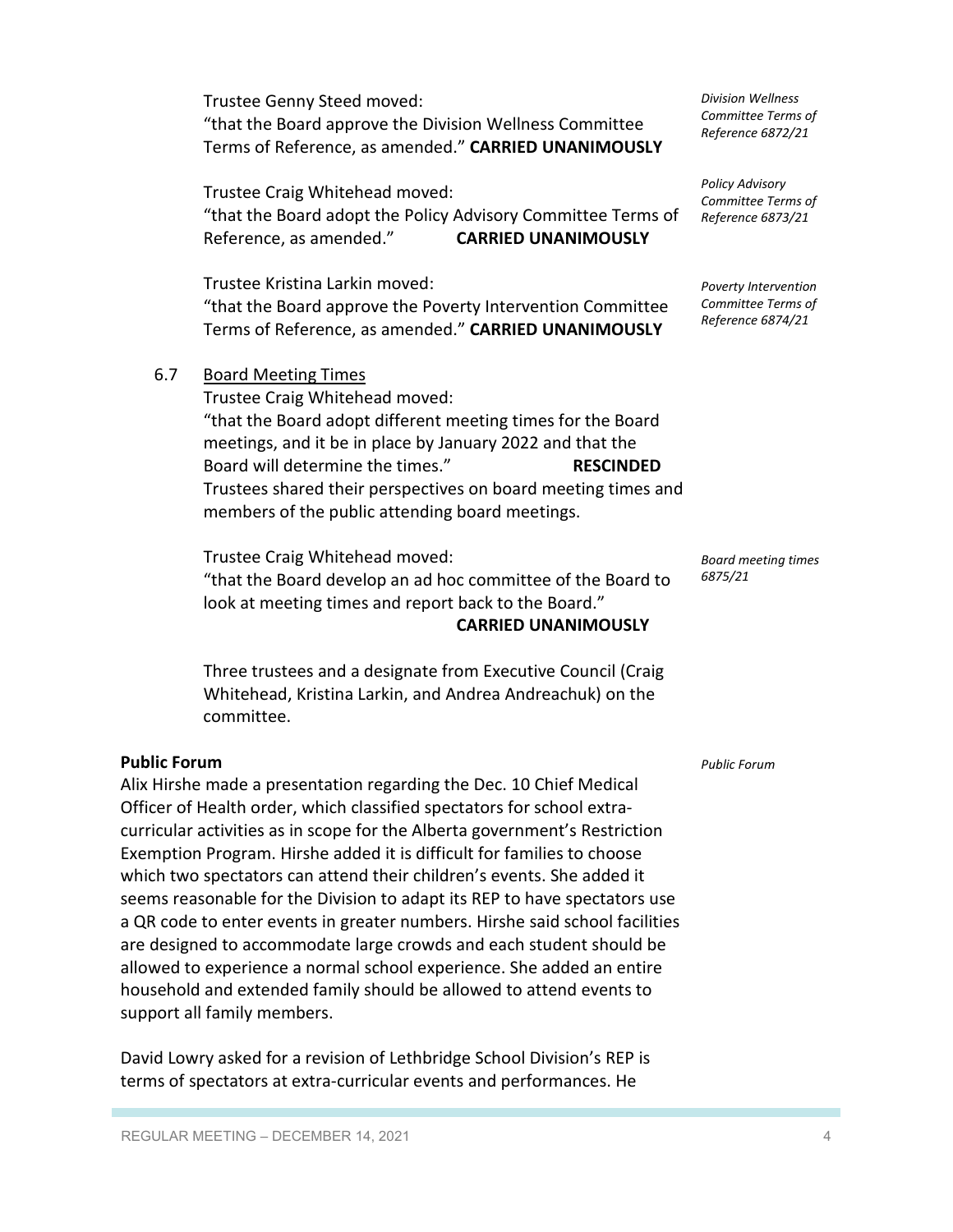Trustee Genny Steed moved:
"that the Board approve the Division Wellness Committee Terms of Reference, as amended." **CARRIED UNANIMOUSLY**

*Division Wellness Committee Terms of Reference 6872/21*

Trustee Craig Whitehead moved:
"that the Board adopt the Policy Advisory Committee Terms of Reference, as amended." **CARRIED UNANIMOUSLY**

*Policy Advisory Committee Terms of Reference 6873/21*

Trustee Kristina Larkin moved:
"that the Board approve the Poverty Intervention Committee Terms of Reference, as amended." **CARRIED UNANIMOUSLY**

*Poverty Intervention Committee Terms of Reference 6874/21*

6.7 Board Meeting Times

Trustee Craig Whitehead moved:
"that the Board adopt different meeting times for the Board meetings, and it be in place by January 2022 and that the Board will determine the times." **RESCINDED**
Trustees shared their perspectives on board meeting times and members of the public attending board meetings.

Trustee Craig Whitehead moved:
"that the Board develop an ad hoc committee of the Board to look at meeting times and report back to the Board."
**CARRIED UNANIMOUSLY**

*Board meeting times 6875/21*

Three trustees and a designate from Executive Council (Craig Whitehead, Kristina Larkin, and Andrea Andreachuk) on the committee.

**Public Forum**

*Public Forum*

Alix Hirshe made a presentation regarding the Dec. 10 Chief Medical Officer of Health order, which classified spectators for school extra-curricular activities as in scope for the Alberta government's Restriction Exemption Program. Hirshe added it is difficult for families to choose which two spectators can attend their children's events. She added it seems reasonable for the Division to adapt its REP to have spectators use a QR code to enter events in greater numbers. Hirshe said school facilities are designed to accommodate large crowds and each student should be allowed to experience a normal school experience. She added an entire household and extended family should be allowed to attend events to support all family members.

David Lowry asked for a revision of Lethbridge School Division's REP is terms of spectators at extra-curricular events and performances. He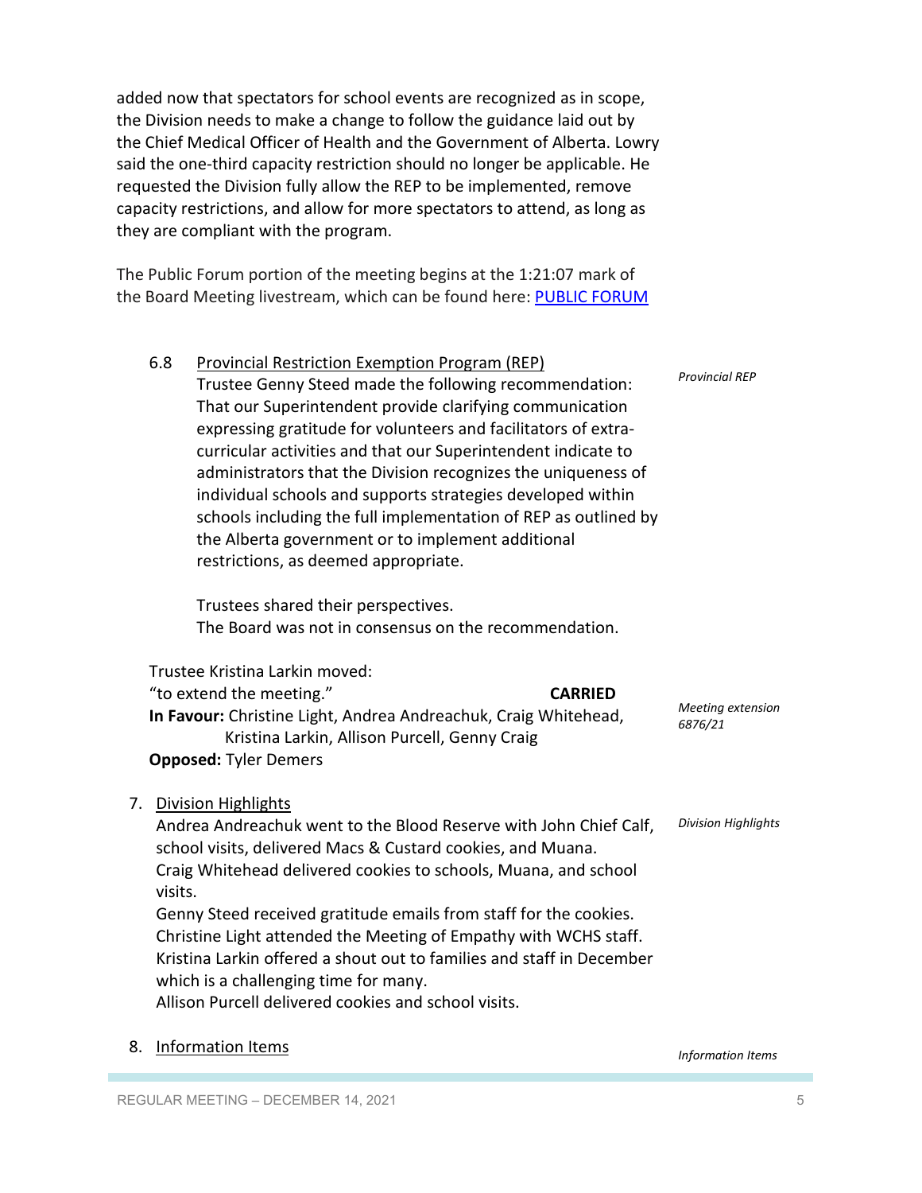added now that spectators for school events are recognized as in scope, the Division needs to make a change to follow the guidance laid out by the Chief Medical Officer of Health and the Government of Alberta. Lowry said the one-third capacity restriction should no longer be applicable. He requested the Division fully allow the REP to be implemented, remove capacity restrictions, and allow for more spectators to attend, as long as they are compliant with the program.

The Public Forum portion of the meeting begins at the 1:21:07 mark of the Board Meeting livestream, which can be found here: [PUBLIC FORUM]

6.8 Provincial Restriction Exemption Program (REP)

*Provincial REP*

Trustee Genny Steed made the following recommendation: That our Superintendent provide clarifying communication expressing gratitude for volunteers and facilitators of extra-curricular activities and that our Superintendent indicate to administrators that the Division recognizes the uniqueness of individual schools and supports strategies developed within schools including the full implementation of REP as outlined by the Alberta government or to implement additional restrictions, as deemed appropriate.

Trustees shared their perspectives.
The Board was not in consensus on the recommendation.

Trustee Kristina Larkin moved:
"to extend the meeting." **CARRIED**

*Meeting extension 6876/21*

**In Favour:** Christine Light, Andrea Andreachuk, Craig Whitehead, Kristina Larkin, Allison Purcell, Genny Craig
**Opposed:** Tyler Demers

7. Division Highlights

*Division Highlights*

Andrea Andreachuk went to the Blood Reserve with John Chief Calf, school visits, delivered Macs & Custard cookies, and Muana.
Craig Whitehead delivered cookies to schools, Muana, and school visits.
Genny Steed received gratitude emails from staff for the cookies.
Christine Light attended the Meeting of Empathy with WCHS staff.
Kristina Larkin offered a shout out to families and staff in December which is a challenging time for many.
Allison Purcell delivered cookies and school visits.

8. Information Items

*Information Items*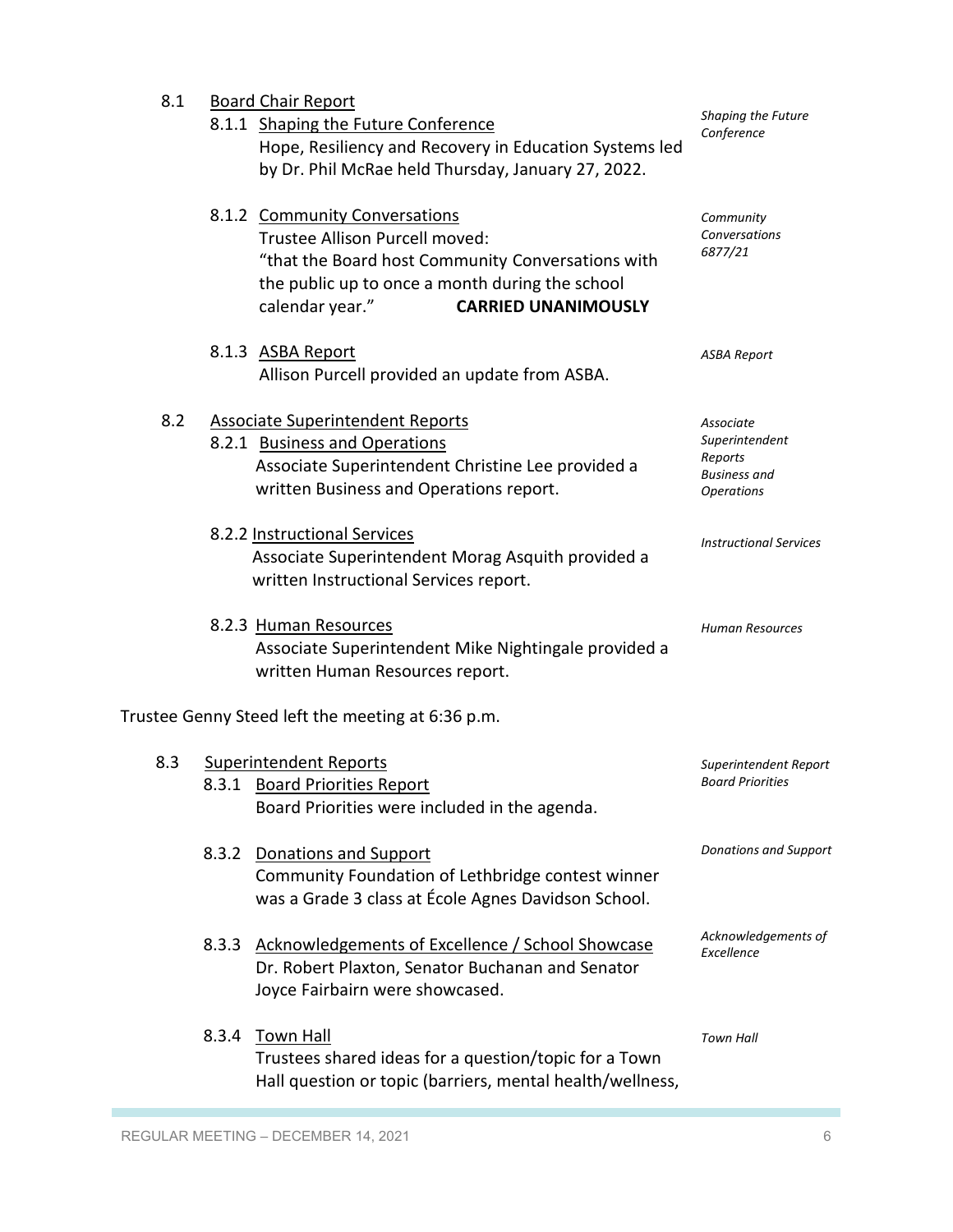8.1 Board Chair Report

8.1.1 Shaping the Future Conference

*Shaping the Future Conference*

Hope, Resiliency and Recovery in Education Systems led by Dr. Phil McRae held Thursday, January 27, 2022.

8.1.2 Community Conversations

*Community Conversations 6877/21*

Trustee Allison Purcell moved:

"that the Board host Community Conversations with the public up to once a month during the school calendar year." **CARRIED UNANIMOUSLY**

8.1.3 ASBA Report

*ASBA Report*

Allison Purcell provided an update from ASBA.

8.2 Associate Superintendent Reports

*Associate Superintendent Reports Business and Operations*

8.2.1 Business and Operations

Associate Superintendent Christine Lee provided a written Business and Operations report.

8.2.2 Instructional Services

*Instructional Services*

Associate Superintendent Morag Asquith provided a written Instructional Services report.

8.2.3 Human Resources

*Human Resources*

Associate Superintendent Mike Nightingale provided a written Human Resources report.

Trustee Genny Steed left the meeting at 6:36 p.m.

8.3 Superintendent Reports

*Superintendent Report Board Priorities*

8.3.1 Board Priorities Report

Board Priorities were included in the agenda.

8.3.2 Donations and Support

*Donations and Support*

Community Foundation of Lethbridge contest winner was a Grade 3 class at École Agnes Davidson School.

8.3.3 Acknowledgements of Excellence / School Showcase

*Acknowledgements of Excellence*

Dr. Robert Plaxton, Senator Buchanan and Senator Joyce Fairbairn were showcased.

8.3.4 Town Hall

*Town Hall*

Trustees shared ideas for a question/topic for a Town Hall question or topic (barriers, mental health/wellness,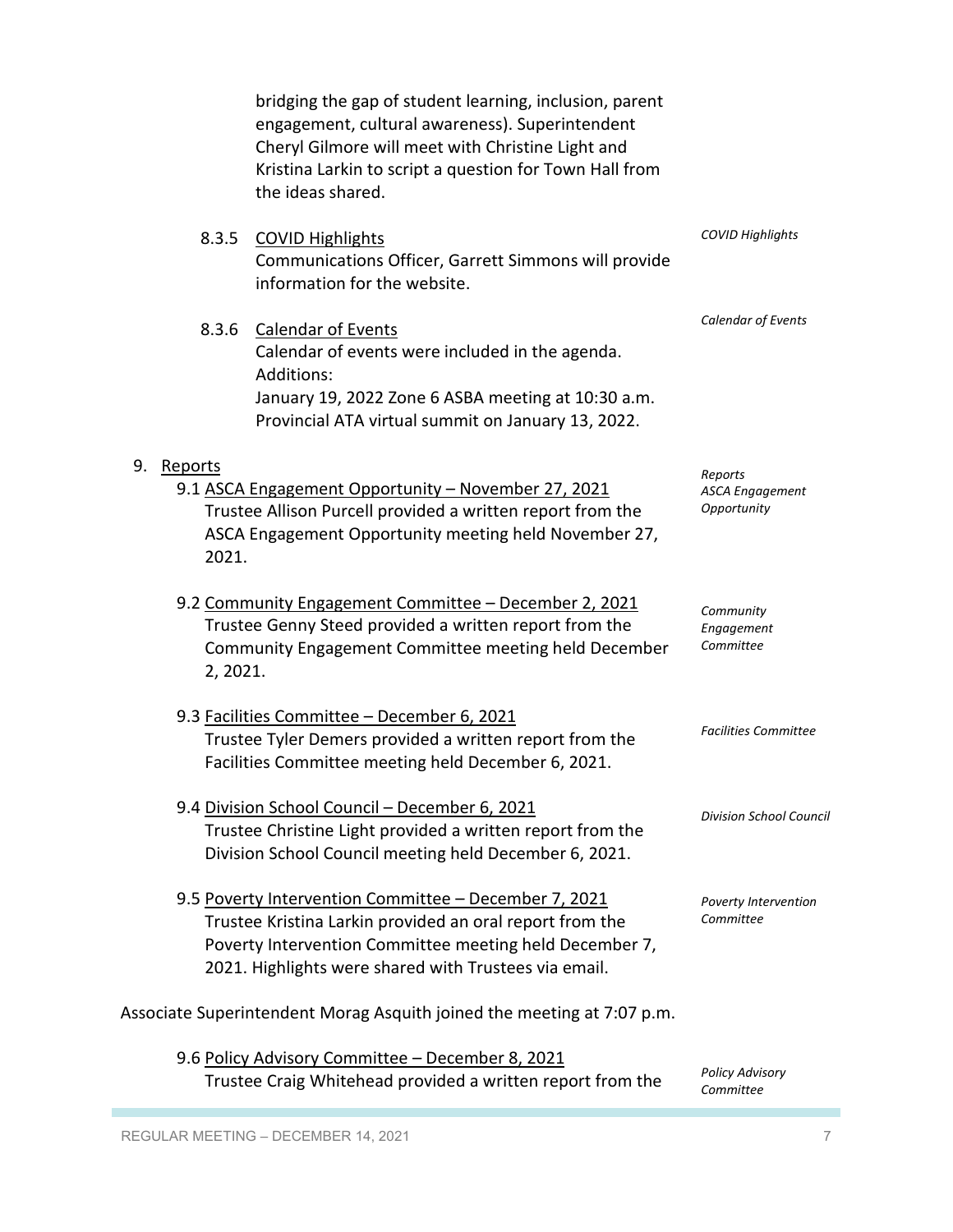bridging the gap of student learning, inclusion, parent engagement, cultural awareness). Superintendent Cheryl Gilmore will meet with Christine Light and Kristina Larkin to script a question for Town Hall from the ideas shared.

8.3.5 COVID Highlights

*COVID Highlights*

Communications Officer, Garrett Simmons will provide information for the website.

8.3.6 Calendar of Events

*Calendar of Events*

Calendar of events were included in the agenda.
Additions:
January 19, 2022 Zone 6 ASBA meeting at 10:30 a.m.
Provincial ATA virtual summit on January 13, 2022.

9. Reports

*Reports*

9.1 ASCA Engagement Opportunity – November 27, 2021

*ASCA Engagement Opportunity*

Trustee Allison Purcell provided a written report from the ASCA Engagement Opportunity meeting held November 27, 2021.

9.2 Community Engagement Committee – December 2, 2021

*Community Engagement Committee*

Trustee Genny Steed provided a written report from the Community Engagement Committee meeting held December 2, 2021.

9.3 Facilities Committee – December 6, 2021

*Facilities Committee*

Trustee Tyler Demers provided a written report from the Facilities Committee meeting held December 6, 2021.

9.4 Division School Council – December 6, 2021

*Division School Council*

Trustee Christine Light provided a written report from the Division School Council meeting held December 6, 2021.

9.5 Poverty Intervention Committee – December 7, 2021

*Poverty Intervention Committee*

Trustee Kristina Larkin provided an oral report from the Poverty Intervention Committee meeting held December 7, 2021. Highlights were shared with Trustees via email.

Associate Superintendent Morag Asquith joined the meeting at 7:07 p.m.

9.6 Policy Advisory Committee – December 8, 2021

*Policy Advisory Committee*

Trustee Craig Whitehead provided a written report from the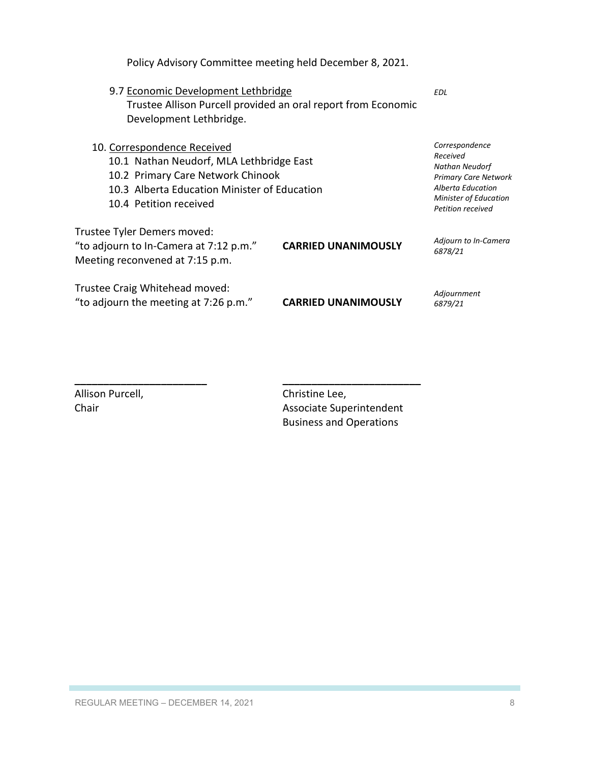Policy Advisory Committee meeting held December 8, 2021.

9.7 Economic Development Lethbridge
Trustee Allison Purcell provided an oral report from Economic Development Lethbridge.

*EDL*

10. Correspondence Received
   10.1 Nathan Neudorf, MLA Lethbridge East
   10.2 Primary Care Network Chinook
   10.3 Alberta Education Minister of Education
   10.4 Petition received

*Correspondence Received*
*Nathan Neudorf*
*Primary Care Network*
*Alberta Education*
*Minister of Education*
*Petition received*

Trustee Tyler Demers moved:
"to adjourn to In-Camera at 7:12 p.m." **CARRIED UNANIMOUSLY**
Meeting reconvened at 7:15 p.m.

*Adjourn to In-Camera*
*6878/21*

Trustee Craig Whitehead moved:
"to adjourn the meeting at 7:26 p.m." **CARRIED UNANIMOUSLY**

*Adjournment*
*6879/21*

______________________

Allison Purcell,
Chair

______________________

Christine Lee,
Associate Superintendent
Business and Operations